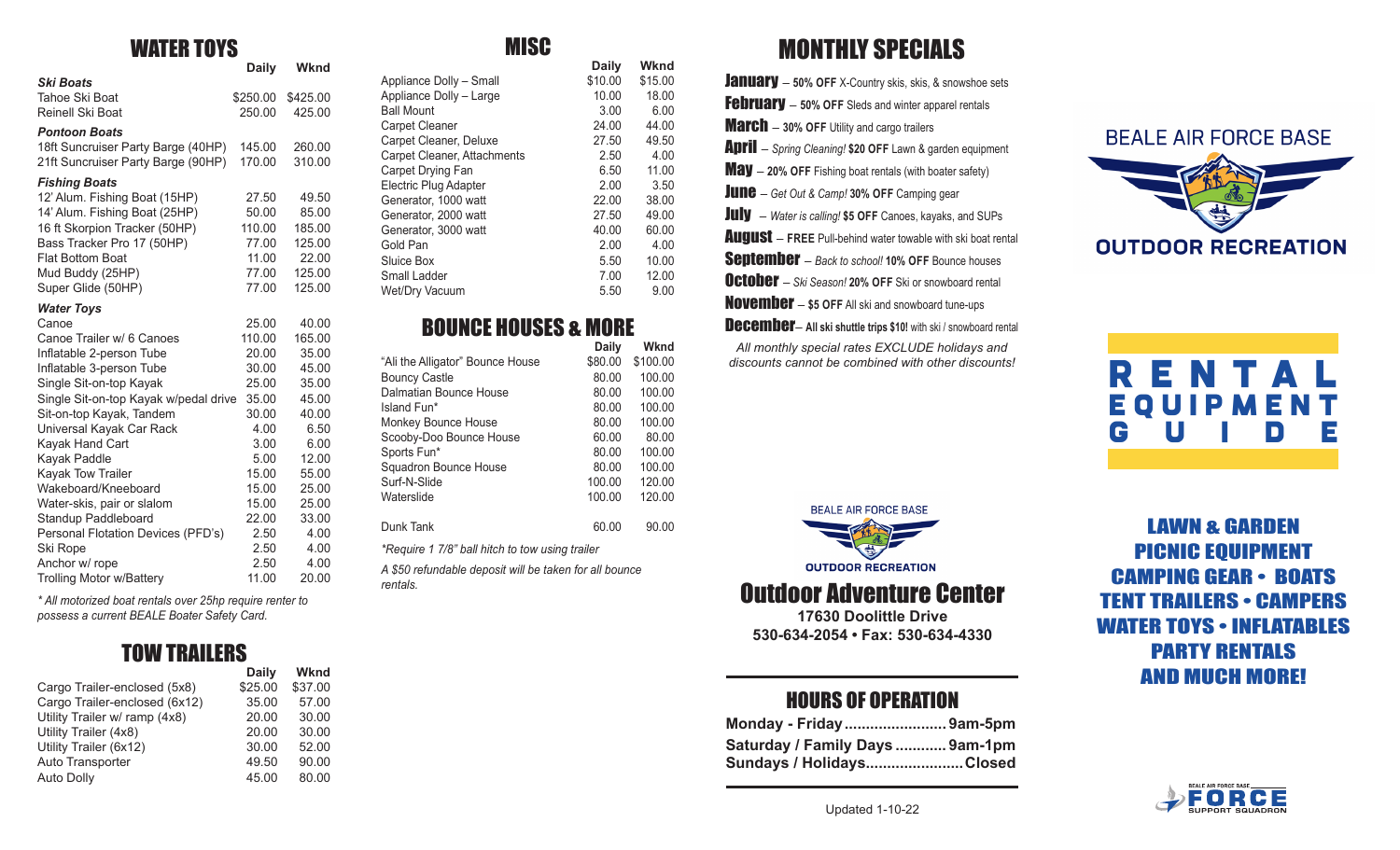## WATER TOYS

| | Daily | Wknd |
|---|---|---|
| ***Ski Boats*** | | |
| Tahoe Ski Boat | $250.00 | $425.00 |
| Reinell Ski Boat | 250.00 | 425.00 |
| ***Pontoon Boats*** | | |
| 18ft Suncruiser Party Barge (40HP) | 145.00 | 260.00 |
| 21ft Suncruiser Party Barge (90HP) | 170.00 | 310.00 |
| ***Fishing Boats*** | | |
| 12' Alum. Fishing Boat (15HP) | 27.50 | 49.50 |
| 14' Alum. Fishing Boat (25HP) | 50.00 | 85.00 |
| 16 ft Skorpion Tracker (50HP) | 110.00 | 185.00 |
| Bass Tracker Pro 17 (50HP) | 77.00 | 125.00 |
| Flat Bottom Boat | 11.00 | 22.00 |
| Mud Buddy (25HP) | 77.00 | 125.00 |
| Super Glide (50HP) | 77.00 | 125.00 |
| ***Water Toys*** | | |
| Canoe | 25.00 | 40.00 |
| Canoe Trailer w/ 6 Canoes | 110.00 | 165.00 |
| Inflatable 2-person Tube | 20.00 | 35.00 |
| Inflatable 3-person Tube | 30.00 | 45.00 |
| Single Sit-on-top Kayak | 25.00 | 35.00 |
| Single Sit-on-top Kayak w/pedal drive | 35.00 | 45.00 |
| Sit-on-top Kayak, Tandem | 30.00 | 40.00 |
| Universal Kayak Car Rack | 4.00 | 6.50 |
| Kayak Hand Cart | 3.00 | 6.00 |
| Kayak Paddle | 5.00 | 12.00 |
| Kayak Tow Trailer | 15.00 | 55.00 |
| Wakeboard/Kneeboard | 15.00 | 25.00 |
| Water-skis, pair or slalom | 15.00 | 25.00 |
| Standup Paddleboard | 22.00 | 33.00 |
| Personal Flotation Devices (PFD's) | 2.50 | 4.00 |
| Ski Rope | 2.50 | 4.00 |
| Anchor w/ rope | 2.50 | 4.00 |
| Trolling Motor w/Battery | 11.00 | 20.00 |

*\* All motorized boat rentals over 25hp require renter to possess a current BEALE Boater Safety Card.*

## TOW TRAILERS

| | Daily | Wknd |
|---|---|---|
| Cargo Trailer-enclosed (5x8) | $25.00 | $37.00 |
| Cargo Trailer-enclosed (6x12) | 35.00 | 57.00 |
| Utility Trailer w/ ramp (4x8) | 20.00 | 30.00 |
| Utility Trailer (4x8) | 20.00 | 30.00 |
| Utility Trailer (6x12) | 30.00 | 52.00 |
| Auto Transporter | 49.50 | 90.00 |
| Auto Dolly | 45.00 | 80.00 |

## MISC

| | Daily | Wknd |
|---|---|---|
| Appliance Dolly – Small | $10.00 | $15.00 |
| Appliance Dolly – Large | 10.00 | 18.00 |
| Ball Mount | 3.00 | 6.00 |
| Carpet Cleaner | 24.00 | 44.00 |
| Carpet Cleaner, Deluxe | 27.50 | 49.50 |
| Carpet Cleaner, Attachments | 2.50 | 4.00 |
| Carpet Drying Fan | 6.50 | 11.00 |
| Electric Plug Adapter | 2.00 | 3.50 |
| Generator, 1000 watt | 22.00 | 38.00 |
| Generator, 2000 watt | 27.50 | 49.00 |
| Generator, 3000 watt | 40.00 | 60.00 |
| Gold Pan | 2.00 | 4.00 |
| Sluice Box | 5.50 | 10.00 |
| Small Ladder | 7.00 | 12.00 |
| Wet/Dry Vacuum | 5.50 | 9.00 |

## BOUNCE HOUSES & MORE

| | Daily | Wknd |
|---|---|---|
| "Ali the Alligator" Bounce House | $80.00 | $100.00 |
| Bouncy Castle | 80.00 | 100.00 |
| Dalmatian Bounce House | 80.00 | 100.00 |
| Island Fun* | 80.00 | 100.00 |
| Monkey Bounce House | 80.00 | 100.00 |
| Scooby-Doo Bounce House | 60.00 | 80.00 |
| Sports Fun* | 80.00 | 100.00 |
| Squadron Bounce House | 80.00 | 100.00 |
| Surf-N-Slide | 100.00 | 120.00 |
| Waterslide | 100.00 | 120.00 |
| Dunk Tank | 60.00 | 90.00 |

*\*Require 1 7/8" ball hitch to tow using trailer*

*A $50 refundable deposit will be taken for all bounce rentals.*

## MONTHLY SPECIALS

**January** – **50% OFF** X-Country skis, skis, & snowshoe sets

**February** – **50% OFF** Sleds and winter apparel rentals

**March** – **30% OFF** Utility and cargo trailers

**April** – *Spring Cleaning!* **$20 OFF** Lawn & garden equipment

**May** – **20% OFF** Fishing boat rentals (with boater safety)

**June** – *Get Out & Camp!* **30% OFF** Camping gear

**July** – *Water is calling!* **$5 OFF** Canoes, kayaks, and SUPs

**August** – **FREE** Pull-behind water towable with ski boat rental

**September** – *Back to school!* **10% OFF** Bounce houses

**October** – *Ski Season!* **20% OFF** Ski or snowboard rental

**November** – **$5 OFF** All ski and snowboard tune-ups

**December** – **All ski shuttle trips $10!** with ski / snowboard rental

*All monthly special rates EXCLUDE holidays and discounts cannot be combined with other discounts!*

BEALE AIR FORCE BASE
OUTDOOR RECREATION

# Outdoor Adventure Center

**17630 Doolittle Drive**
**530-634-2054 • Fax: 530-634-4330**

## HOURS OF OPERATION

**Monday - Friday........................9am-5pm**
**Saturday / Family Days............9am-1pm**
**Sundays / Holidays.......................Closed**

Updated 1-10-22

BEALE AIR FORCE BASE
OUTDOOR RECREATION

# RENTAL EQUIPMENT GUIDE

## LAWN & GARDEN
## PICNIC EQUIPMENT
## CAMPING GEAR • BOATS
## TENT TRAILERS • CAMPERS
## WATER TOYS • INFLATABLES
## PARTY RENTALS
## AND MUCH MORE!

BEALE AIR FORCE BASE FORCE SUPPORT SQUADRON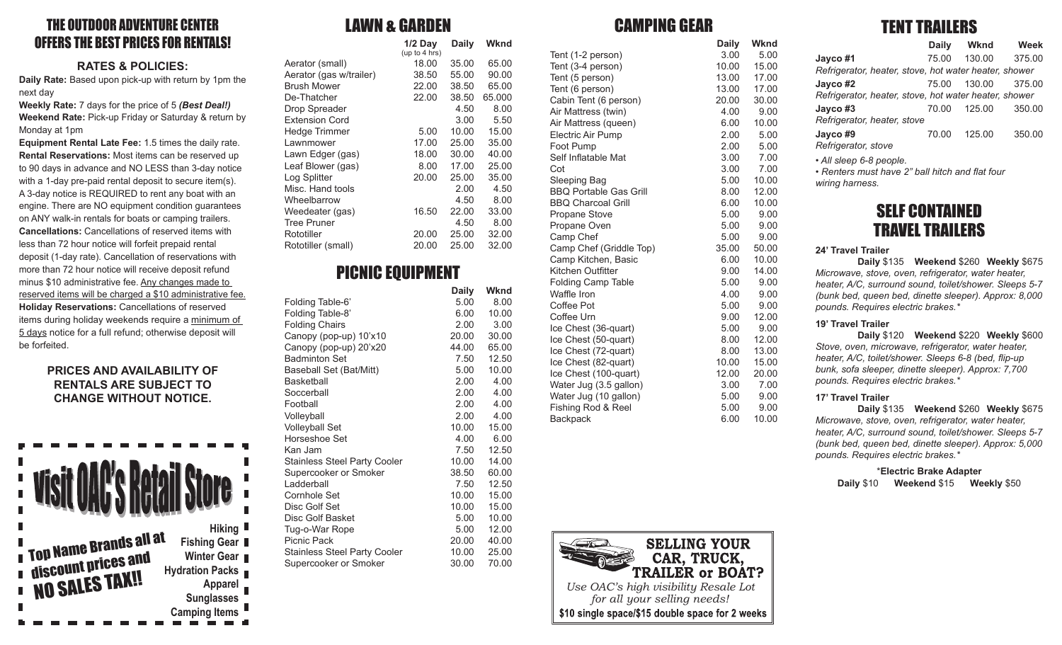# THE OUTDOOR ADVENTURE CENTER OFFERS THE BEST PRICES FOR RENTALS!

## RATES & POLICIES:

**Daily Rate:** Based upon pick-up with return by 1pm the next day

**Weekly Rate:** 7 days for the price of 5 ***(Best Deal!)***

**Weekend Rate:** Pick-up Friday or Saturday & return by Monday at 1pm

**Equipment Rental Late Fee:** 1.5 times the daily rate.

**Rental Reservations:** Most items can be reserved up to 90 days in advance and NO LESS than 3-day notice with a 1-day pre-paid rental deposit to secure item(s). A 3-day notice is REQUIRED to rent any boat with an engine. There are NO equipment condition guarantees on ANY walk-in rentals for boats or camping trailers.

**Cancellations:** Cancellations of reserved items with less than 72 hour notice will forfeit prepaid rental deposit (1-day rate). Cancellation of reservations with more than 72 hour notice will receive deposit refund minus $10 administrative fee. Any changes made to reserved items will be charged a $10 administrative fee.

**Holiday Reservations:** Cancellations of reserved items during holiday weekends require a minimum of 5 days notice for a full refund; otherwise deposit will be forfeited.

**PRICES AND AVAILABILITY OF RENTALS ARE SUBJECT TO CHANGE WITHOUT NOTICE.**

# Visit OAC's Retail Store

Top Name Brands all at discount prices and NO SALES TAX!!

- Hiking
- Fishing Gear
- Winter Gear
- Hydration Packs
- Apparel
- Sunglasses
- Camping Items

# LAWN & GARDEN

| | 1/2 Day (up to 4 hrs) | Daily | Wknd |
|---|---|---|---|
| Aerator (small) | 18.00 | 35.00 | 65.00 |
| Aerator (gas w/trailer) | 38.50 | 55.00 | 90.00 |
| Brush Mower | 22.00 | 38.50 | 65.00 |
| De-Thatcher | 22.00 | 38.50 | 65.000 |
| Drop Spreader | | 4.50 | 8.00 |
| Extension Cord | | 3.00 | 5.50 |
| Hedge Trimmer | 5.00 | 10.00 | 15.00 |
| Lawnmower | 17.00 | 25.00 | 35.00 |
| Lawn Edger (gas) | 18.00 | 30.00 | 40.00 |
| Leaf Blower (gas) | 8.00 | 17.00 | 25.00 |
| Log Splitter | 20.00 | 25.00 | 35.00 |
| Misc. Hand tools | | 2.00 | 4.50 |
| Wheelbarrow | | 4.50 | 8.00 |
| Weedeater (gas) | 16.50 | 22.00 | 33.00 |
| Tree Pruner | | 4.50 | 8.00 |
| Rototiller | 20.00 | 25.00 | 32.00 |
| Rototiller (small) | 20.00 | 25.00 | 32.00 |

# PICNIC EQUIPMENT

| | Daily | Wknd |
|---|---|---|
| Folding Table-6' | 5.00 | 8.00 |
| Folding Table-8' | 6.00 | 10.00 |
| Folding Chairs | 2.00 | 3.00 |
| Canopy (pop-up) 10'x10 | 20.00 | 30.00 |
| Canopy (pop-up) 20'x20 | 44.00 | 65.00 |
| Badminton Set | 7.50 | 12.50 |
| Baseball Set (Bat/Mitt) | 5.00 | 10.00 |
| Basketball | 2.00 | 4.00 |
| Soccerball | 2.00 | 4.00 |
| Football | 2.00 | 4.00 |
| Volleyball | 2.00 | 4.00 |
| Volleyball Set | 10.00 | 15.00 |
| Horseshoe Set | 4.00 | 6.00 |
| Kan Jam | 7.50 | 12.50 |
| Stainless Steel Party Cooler | 10.00 | 14.00 |
| Supercooker or Smoker | 38.50 | 60.00 |
| Ladderball | 7.50 | 12.50 |
| Cornhole Set | 10.00 | 15.00 |
| Disc Golf Set | 10.00 | 15.00 |
| Disc Golf Basket | 5.00 | 10.00 |
| Tug-o-War Rope | 5.00 | 12.00 |
| Picnic Pack | 20.00 | 40.00 |
| Stainless Steel Party Cooler | 10.00 | 25.00 |
| Supercooker or Smoker | 30.00 | 70.00 |

# CAMPING GEAR

| | Daily | Wknd |
|---|---|---|
| Tent (1-2 person) | 3.00 | 5.00 |
| Tent (3-4 person) | 10.00 | 15.00 |
| Tent (5 person) | 13.00 | 17.00 |
| Tent (6 person) | 13.00 | 17.00 |
| Cabin Tent (6 person) | 20.00 | 30.00 |
| Air Mattress (twin) | 4.00 | 9.00 |
| Air Mattress (queen) | 6.00 | 10.00 |
| Electric Air Pump | 2.00 | 5.00 |
| Foot Pump | 2.00 | 5.00 |
| Self Inflatable Mat | 3.00 | 7.00 |
| Cot | 3.00 | 7.00 |
| Sleeping Bag | 5.00 | 10.00 |
| BBQ Portable Gas Grill | 8.00 | 12.00 |
| BBQ Charcoal Grill | 6.00 | 10.00 |
| Propane Stove | 5.00 | 9.00 |
| Propane Oven | 5.00 | 9.00 |
| Camp Chef | 5.00 | 9.00 |
| Camp Chef (Griddle Top) | 35.00 | 50.00 |
| Camp Kitchen, Basic | 6.00 | 10.00 |
| Kitchen Outfitter | 9.00 | 14.00 |
| Folding Camp Table | 5.00 | 9.00 |
| Waffle Iron | 4.00 | 9.00 |
| Coffee Pot | 5.00 | 9.00 |
| Coffee Urn | 9.00 | 12.00 |
| Ice Chest (36-quart) | 5.00 | 9.00 |
| Ice Chest (50-quart) | 8.00 | 12.00 |
| Ice Chest (72-quart) | 8.00 | 13.00 |
| Ice Chest (82-quart) | 10.00 | 15.00 |
| Ice Chest (100-quart) | 12.00 | 20.00 |
| Water Jug (3.5 gallon) | 3.00 | 7.00 |
| Water Jug (10 gallon) | 5.00 | 9.00 |
| Fishing Rod & Reel | 5.00 | 9.00 |
| Backpack | 6.00 | 10.00 |

**SELLING YOUR CAR, TRUCK, TRAILER or BOAT?**

*Use OAC's high visibility Resale Lot for all your selling needs!*

**$10 single space/$15 double space for 2 weeks**

# TENT TRAILERS

| | Daily | Wknd | Week |
|---|---|---|---|
| **Jayco #1** | 75.00 | 130.00 | 375.00 |
| *Refrigerator, heater, stove, hot water heater, shower* | | | |
| **Jayco #2** | 75.00 | 130.00 | 375.00 |
| *Refrigerator, heater, stove, hot water heater, shower* | | | |
| **Jayco #3** | 70.00 | 125.00 | 350.00 |
| *Refrigerator, heater, stove* | | | |
| **Jayco #9** | 70.00 | 125.00 | 350.00 |
| *Refrigerator, stove* | | | |

- *All sleep 6-8 people.*
- *Renters must have 2" ball hitch and flat four wiring harness.*

# SELF CONTAINED TRAVEL TRAILERS

### 24' Travel Trailer

**Daily** $135 **Weekend** $260 **Weekly** $675

*Microwave, stove, oven, refrigerator, water heater, heater, A/C, surround sound, toilet/shower. Sleeps 5-7 (bunk bed, queen bed, dinette sleeper). Approx: 8,000 pounds. Requires electric brakes.**

### 19' Travel Trailer

**Daily** $120 **Weekend** $220 **Weekly** $600

*Stove, oven, microwave, refrigerator, water heater, heater, A/C, toilet/shower. Sleeps 6-8 (bed, flip-up bunk, sofa sleeper, dinette sleeper). Approx: 7,700 pounds. Requires electric brakes.**

### 17' Travel Trailer

**Daily** $135 **Weekend** $260 **Weekly** $675

*Microwave, stove, oven, refrigerator, water heater, heater, A/C, surround sound, toilet/shower. Sleeps 5-7 (bunk bed, queen bed, dinette sleeper). Approx: 5,000 pounds. Requires electric brakes.**

**\*Electric Brake Adapter**

**Daily** $10 **Weekend** $15 **Weekly** $50